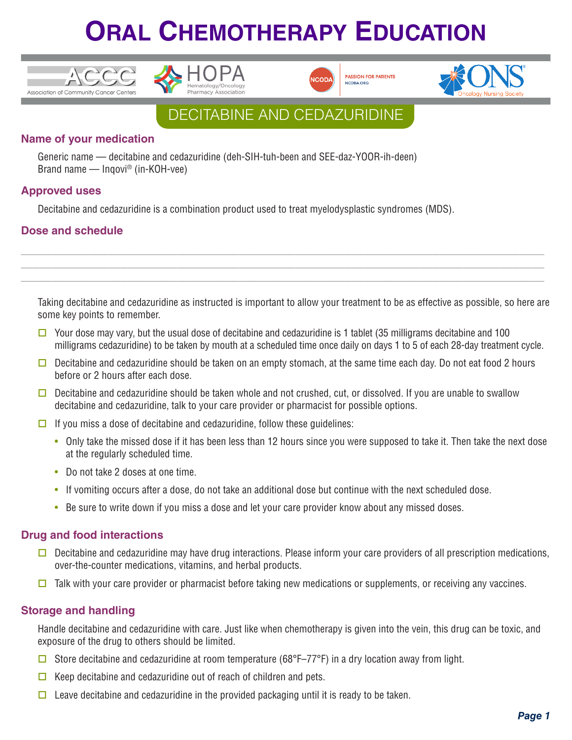# Oral Chemotherapy Education

ACCC — Association of Community Cancer Centers | HOPA — Hematology/Oncology Pharmacy Association | NCODA — Passion for Patients NCODA.ORG | ONS — Oncology Nursing Society

## DECITABINE AND CEDAZURIDINE

### Name of your medication

Generic name — decitabine and cedazuridine (deh-SIH-tuh-been and SEE-daz-YOOR-ih-deen)
Brand name — Inqovi® (in-KOH-vee)

### Approved uses

Decitabine and cedazuridine is a combination product used to treat myelodysplastic syndromes (MDS).

### Dose and schedule

\_\_\_\_\_\_\_\_\_\_\_\_\_\_\_\_\_\_\_\_\_\_\_\_\_\_\_\_\_\_\_\_\_\_\_\_\_\_\_\_\_\_\_\_\_\_\_\_\_\_\_\_\_\_\_\_\_\_\_\_\_\_\_\_\_\_\_\_\_\_\_\_\_\_\_\_\_\_
\_\_\_\_\_\_\_\_\_\_\_\_\_\_\_\_\_\_\_\_\_\_\_\_\_\_\_\_\_\_\_\_\_\_\_\_\_\_\_\_\_\_\_\_\_\_\_\_\_\_\_\_\_\_\_\_\_\_\_\_\_\_\_\_\_\_\_\_\_\_\_\_\_\_\_\_\_\_
\_\_\_\_\_\_\_\_\_\_\_\_\_\_\_\_\_\_\_\_\_\_\_\_\_\_\_\_\_\_\_\_\_\_\_\_\_\_\_\_\_\_\_\_\_\_\_\_\_\_\_\_\_\_\_\_\_\_\_\_\_\_\_\_\_\_\_\_\_\_\_\_\_\_\_\_\_\_

Taking decitabine and cedazuridine as instructed is important to allow your treatment to be as effective as possible, so here are some key points to remember.

- ☐ Your dose may vary, but the usual dose of decitabine and cedazuridine is 1 tablet (35 milligrams decitabine and 100 milligrams cedazuridine) to be taken by mouth at a scheduled time once daily on days 1 to 5 of each 28-day treatment cycle.
- ☐ Decitabine and cedazuridine should be taken on an empty stomach, at the same time each day. Do not eat food 2 hours before or 2 hours after each dose.
- ☐ Decitabine and cedazuridine should be taken whole and not crushed, cut, or dissolved. If you are unable to swallow decitabine and cedazuridine, talk to your care provider or pharmacist for possible options.
- ☐ If you miss a dose of decitabine and cedazuridine, follow these guidelines:
  - Only take the missed dose if it has been less than 12 hours since you were supposed to take it. Then take the next dose at the regularly scheduled time.
  - Do not take 2 doses at one time.
  - If vomiting occurs after a dose, do not take an additional dose but continue with the next scheduled dose.
  - Be sure to write down if you miss a dose and let your care provider know about any missed doses.

### Drug and food interactions

- ☐ Decitabine and cedazuridine may have drug interactions. Please inform your care providers of all prescription medications, over-the-counter medications, vitamins, and herbal products.
- ☐ Talk with your care provider or pharmacist before taking new medications or supplements, or receiving any vaccines.

### Storage and handling

Handle decitabine and cedazuridine with care. Just like when chemotherapy is given into the vein, this drug can be toxic, and exposure of the drug to others should be limited.

- ☐ Store decitabine and cedazuridine at room temperature (68°F–77°F) in a dry location away from light.
- ☐ Keep decitabine and cedazuridine out of reach of children and pets.
- ☐ Leave decitabine and cedazuridine in the provided packaging until it is ready to be taken.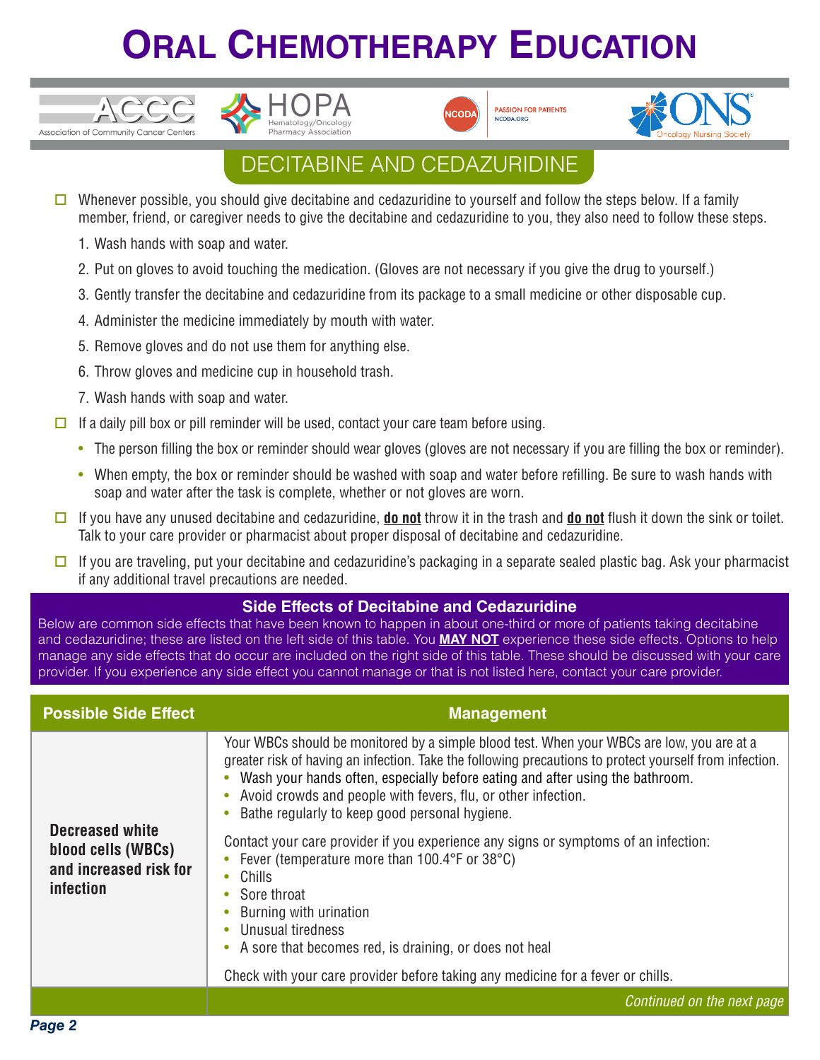# ORAL CHEMOTHERAPY EDUCATION

ACCC Association of Community Cancer Centers | HOPA Hematology/Oncology Pharmacy Association | NCODA PASSION FOR PATIENTS NCODA.ORG | ONS Oncology Nursing Society

## DECITABINE AND CEDAZURIDINE

- ☐ Whenever possible, you should give decitabine and cedazuridine to yourself and follow the steps below. If a family member, friend, or caregiver needs to give the decitabine and cedazuridine to you, they also need to follow these steps.
  1. Wash hands with soap and water.
  2. Put on gloves to avoid touching the medication. (Gloves are not necessary if you give the drug to yourself.)
  3. Gently transfer the decitabine and cedazuridine from its package to a small medicine or other disposable cup.
  4. Administer the medicine immediately by mouth with water.
  5. Remove gloves and do not use them for anything else.
  6. Throw gloves and medicine cup in household trash.
  7. Wash hands with soap and water.
- ☐ If a daily pill box or pill reminder will be used, contact your care team before using.
  - The person filling the box or reminder should wear gloves (gloves are not necessary if you are filling the box or reminder).
  - When empty, the box or reminder should be washed with soap and water before refilling. Be sure to wash hands with soap and water after the task is complete, whether or not gloves are worn.
- ☐ If you have any unused decitabine and cedazuridine, **do not** throw it in the trash and **do not** flush it down the sink or toilet. Talk to your care provider or pharmacist about proper disposal of decitabine and cedazuridine.
- ☐ If you are traveling, put your decitabine and cedazuridine's packaging in a separate sealed plastic bag. Ask your pharmacist if any additional travel precautions are needed.

### Side Effects of Decitabine and Cedazuridine

Below are common side effects that have been known to happen in about one-third or more of patients taking decitabine and cedazuridine; these are listed on the left side of this table. You **MAY NOT** experience these side effects. Options to help manage any side effects that do occur are included on the right side of this table. These should be discussed with your care provider. If you experience any side effect you cannot manage or that is not listed here, contact your care provider.

| Possible Side Effect | Management |
| --- | --- |
| **Decreased white blood cells (WBCs) and increased risk for infection** | Your WBCs should be monitored by a simple blood test. When your WBCs are low, you are at a greater risk of having an infection. Take the following precautions to protect yourself from infection.<br>• Wash your hands often, especially before eating and after using the bathroom.<br>• Avoid crowds and people with fevers, flu, or other infection.<br>• Bathe regularly to keep good personal hygiene.<br><br>Contact your care provider if you experience any signs or symptoms of an infection:<br>• Fever (temperature more than 100.4°F or 38°C)<br>• Chills<br>• Sore throat<br>• Burning with urination<br>• Unusual tiredness<br>• A sore that becomes red, is draining, or does not heal<br><br>Check with your care provider before taking any medicine for a fever or chills. |
| | *Continued on the next page* |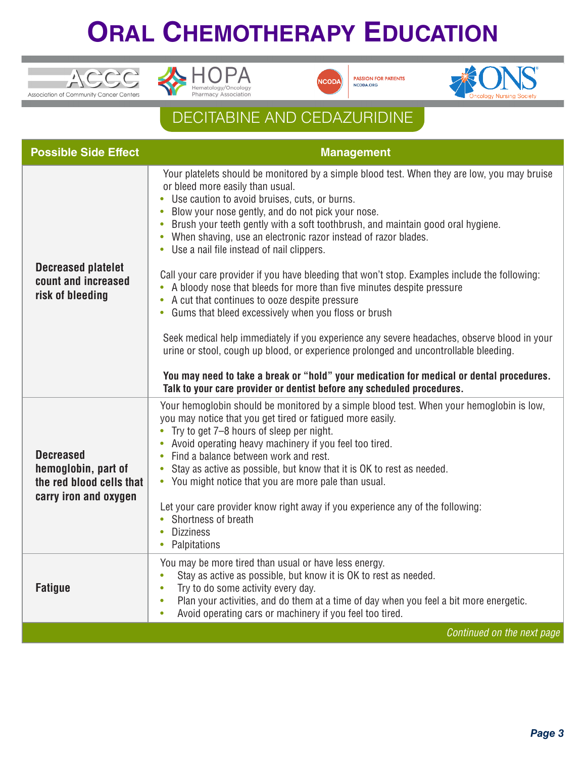# Oral Chemotherapy Education

## DECITABINE AND CEDAZURIDINE

| Possible Side Effect | Management |
|---|---|
| **Decreased platelet count and increased risk of bleeding** | Your platelets should be monitored by a simple blood test. When they are low, you may bruise or bleed more easily than usual.<br>• Use caution to avoid bruises, cuts, or burns.<br>• Blow your nose gently, and do not pick your nose.<br>• Brush your teeth gently with a soft toothbrush, and maintain good oral hygiene.<br>• When shaving, use an electronic razor instead of razor blades.<br>• Use a nail file instead of nail clippers.<br><br>Call your care provider if you have bleeding that won't stop. Examples include the following:<br>• A bloody nose that bleeds for more than five minutes despite pressure<br>• A cut that continues to ooze despite pressure<br>• Gums that bleed excessively when you floss or brush<br><br>Seek medical help immediately if you experience any severe headaches, observe blood in your urine or stool, cough up blood, or experience prolonged and uncontrollable bleeding.<br><br>**You may need to take a break or "hold" your medication for medical or dental procedures. Talk to your care provider or dentist before any scheduled procedures.** |
| **Decreased hemoglobin, part of the red blood cells that carry iron and oxygen** | Your hemoglobin should be monitored by a simple blood test. When your hemoglobin is low, you may notice that you get tired or fatigued more easily.<br>• Try to get 7–8 hours of sleep per night.<br>• Avoid operating heavy machinery if you feel too tired.<br>• Find a balance between work and rest.<br>• Stay as active as possible, but know that it is OK to rest as needed.<br>• You might notice that you are more pale than usual.<br><br>Let your care provider know right away if you experience any of the following:<br>• Shortness of breath<br>• Dizziness<br>• Palpitations |
| **Fatigue** | You may be more tired than usual or have less energy.<br>• Stay as active as possible, but know it is OK to rest as needed.<br>• Try to do some activity every day.<br>• Plan your activities, and do them at a time of day when you feel a bit more energetic.<br>• Avoid operating cars or machinery if you feel too tired. |

*Continued on the next page*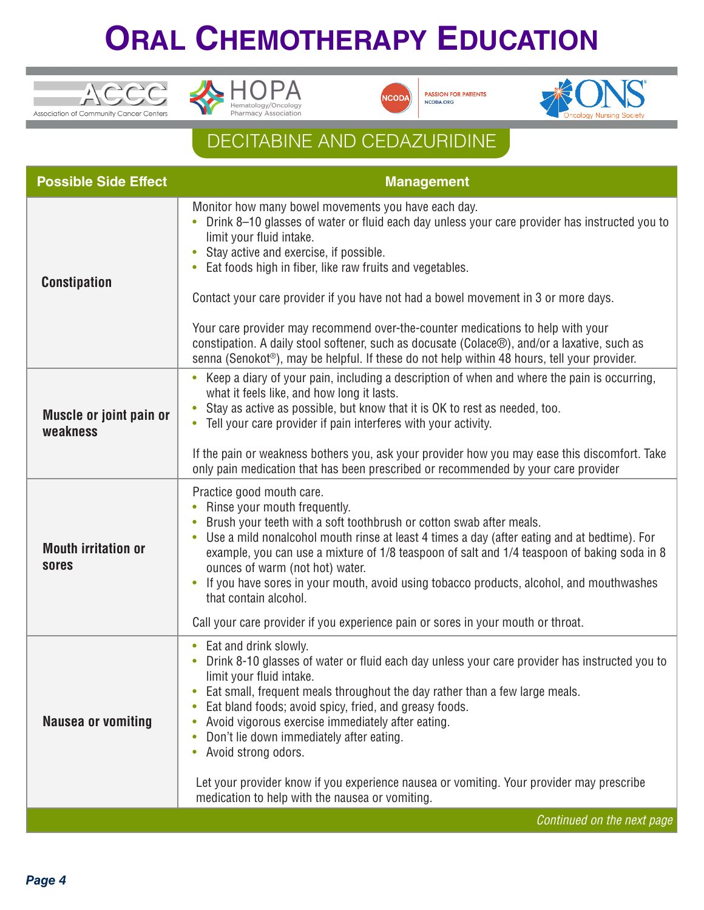# Oral Chemotherapy Education

## DECITABINE AND CEDAZURIDINE

| Possible Side Effect | Management |
|---|---|
| **Constipation** | Monitor how many bowel movements you have each day.<br>• Drink 8–10 glasses of water or fluid each day unless your care provider has instructed you to limit your fluid intake.<br>• Stay active and exercise, if possible.<br>• Eat foods high in fiber, like raw fruits and vegetables.<br><br>Contact your care provider if you have not had a bowel movement in 3 or more days.<br><br>Your care provider may recommend over-the-counter medications to help with your constipation. A daily stool softener, such as docusate (Colace®), and/or a laxative, such as senna (Senokot®), may be helpful. If these do not help within 48 hours, tell your provider. |
| **Muscle or joint pain or weakness** | • Keep a diary of your pain, including a description of when and where the pain is occurring, what it feels like, and how long it lasts.<br>• Stay as active as possible, but know that it is OK to rest as needed, too.<br>• Tell your care provider if pain interferes with your activity.<br><br>If the pain or weakness bothers you, ask your provider how you may ease this discomfort. Take only pain medication that has been prescribed or recommended by your care provider |
| **Mouth irritation or sores** | Practice good mouth care.<br>• Rinse your mouth frequently.<br>• Brush your teeth with a soft toothbrush or cotton swab after meals.<br>• Use a mild nonalcohol mouth rinse at least 4 times a day (after eating and at bedtime). For example, you can use a mixture of 1/8 teaspoon of salt and 1/4 teaspoon of baking soda in 8 ounces of warm (not hot) water.<br>• If you have sores in your mouth, avoid using tobacco products, alcohol, and mouthwashes that contain alcohol.<br><br>Call your care provider if you experience pain or sores in your mouth or throat. |
| **Nausea or vomiting** | • Eat and drink slowly.<br>• Drink 8-10 glasses of water or fluid each day unless your care provider has instructed you to limit your fluid intake.<br>• Eat small, frequent meals throughout the day rather than a few large meals.<br>• Eat bland foods; avoid spicy, fried, and greasy foods.<br>• Avoid vigorous exercise immediately after eating.<br>• Don't lie down immediately after eating.<br>• Avoid strong odors.<br><br>Let your provider know if you experience nausea or vomiting. Your provider may prescribe medication to help with the nausea or vomiting. |

*Continued on the next page*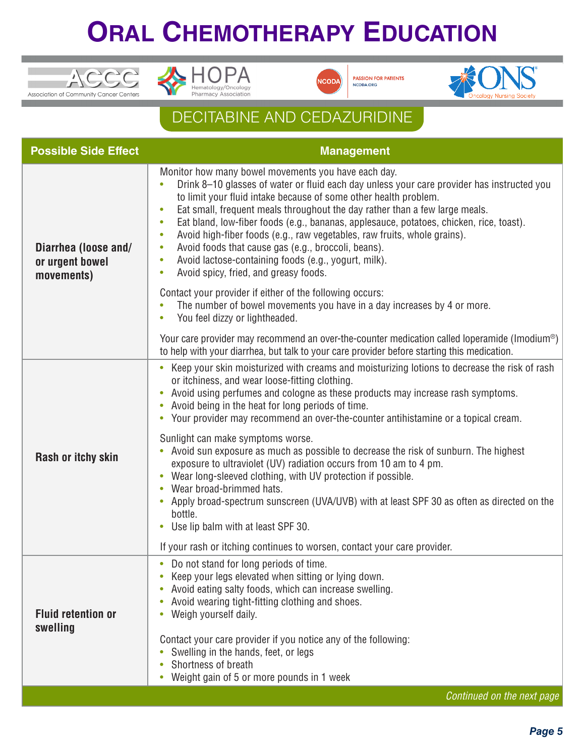# Oral Chemotherapy Education

ACCC Association of Community Cancer Centers | HOPA Hematology/Oncology Pharmacy Association | NCODA Passion for Patients NCODA.ORG | ONS Oncology Nursing Society

## DECITABINE AND CEDAZURIDINE

| Possible Side Effect | Management |
|---|---|
| **Diarrhea (loose and/or urgent bowel movements)** | Monitor how many bowel movements you have each day.<br>• Drink 8–10 glasses of water or fluid each day unless your care provider has instructed you to limit your fluid intake because of some other health problem.<br>• Eat small, frequent meals throughout the day rather than a few large meals.<br>• Eat bland, low-fiber foods (e.g., bananas, applesauce, potatoes, chicken, rice, toast).<br>• Avoid high-fiber foods (e.g., raw vegetables, raw fruits, whole grains).<br>• Avoid foods that cause gas (e.g., broccoli, beans).<br>• Avoid lactose-containing foods (e.g., yogurt, milk).<br>• Avoid spicy, fried, and greasy foods.<br><br>Contact your provider if either of the following occurs:<br>• The number of bowel movements you have in a day increases by 4 or more.<br>• You feel dizzy or lightheaded.<br><br>Your care provider may recommend an over-the-counter medication called loperamide (Imodium®) to help with your diarrhea, but talk to your care provider before starting this medication. |
| **Rash or itchy skin** | • Keep your skin moisturized with creams and moisturizing lotions to decrease the risk of rash or itchiness, and wear loose-fitting clothing.<br>• Avoid using perfumes and cologne as these products may increase rash symptoms.<br>• Avoid being in the heat for long periods of time.<br>• Your provider may recommend an over-the-counter antihistamine or a topical cream.<br><br>Sunlight can make symptoms worse.<br>• Avoid sun exposure as much as possible to decrease the risk of sunburn. The highest exposure to ultraviolet (UV) radiation occurs from 10 am to 4 pm.<br>• Wear long-sleeved clothing, with UV protection if possible.<br>• Wear broad-brimmed hats.<br>• Apply broad-spectrum sunscreen (UVA/UVB) with at least SPF 30 as often as directed on the bottle.<br>• Use lip balm with at least SPF 30.<br><br>If your rash or itching continues to worsen, contact your care provider. |
| **Fluid retention or swelling** | • Do not stand for long periods of time.<br>• Keep your legs elevated when sitting or lying down.<br>• Avoid eating salty foods, which can increase swelling.<br>• Avoid wearing tight-fitting clothing and shoes.<br>• Weigh yourself daily.<br><br>Contact your care provider if you notice any of the following:<br>• Swelling in the hands, feet, or legs<br>• Shortness of breath<br>• Weight gain of 5 or more pounds in 1 week |

*Continued on the next page*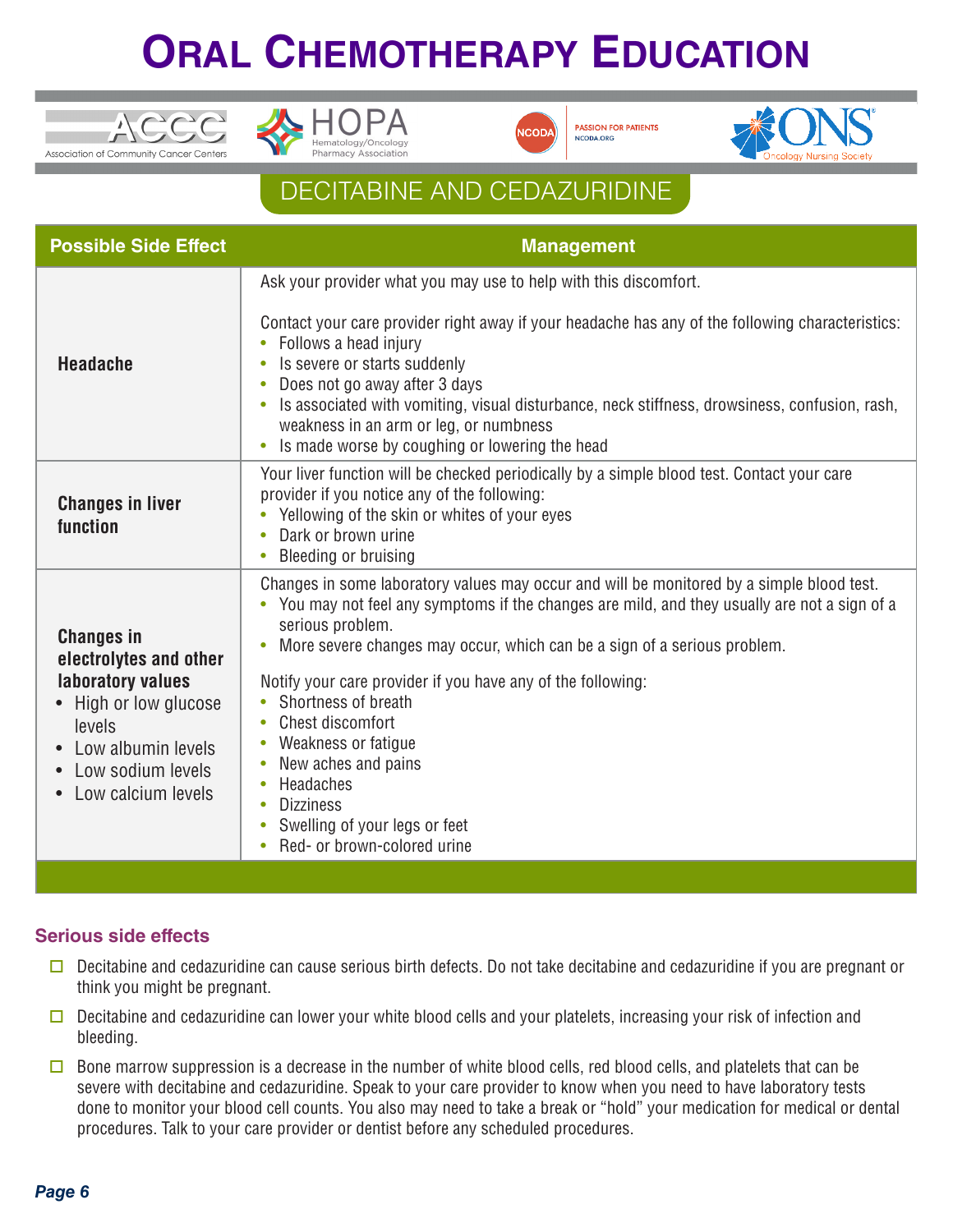# Oral Chemotherapy Education

## DECITABINE AND CEDAZURIDINE

| Possible Side Effect | Management |
|---|---|
| **Headache** | Ask your provider what you may use to help with this discomfort.<br><br>Contact your care provider right away if your headache has any of the following characteristics:<br>• Follows a head injury<br>• Is severe or starts suddenly<br>• Does not go away after 3 days<br>• Is associated with vomiting, visual disturbance, neck stiffness, drowsiness, confusion, rash, weakness in an arm or leg, or numbness<br>• Is made worse by coughing or lowering the head |
| **Changes in liver function** | Your liver function will be checked periodically by a simple blood test. Contact your care provider if you notice any of the following:<br>• Yellowing of the skin or whites of your eyes<br>• Dark or brown urine<br>• Bleeding or bruising |
| **Changes in electrolytes and other laboratory values**<br>• High or low glucose levels<br>• Low albumin levels<br>• Low sodium levels<br>• Low calcium levels | Changes in some laboratory values may occur and will be monitored by a simple blood test.<br>• You may not feel any symptoms if the changes are mild, and they usually are not a sign of a serious problem.<br>• More severe changes may occur, which can be a sign of a serious problem.<br><br>Notify your care provider if you have any of the following:<br>• Shortness of breath<br>• Chest discomfort<br>• Weakness or fatigue<br>• New aches and pains<br>• Headaches<br>• Dizziness<br>• Swelling of your legs or feet<br>• Red- or brown-colored urine |

### Serious side effects

- ☐ Decitabine and cedazuridine can cause serious birth defects. Do not take decitabine and cedazuridine if you are pregnant or think you might be pregnant.
- ☐ Decitabine and cedazuridine can lower your white blood cells and your platelets, increasing your risk of infection and bleeding.
- ☐ Bone marrow suppression is a decrease in the number of white blood cells, red blood cells, and platelets that can be severe with decitabine and cedazuridine. Speak to your care provider to know when you need to have laboratory tests done to monitor your blood cell counts. You also may need to take a break or "hold" your medication for medical or dental procedures. Talk to your care provider or dentist before any scheduled procedures.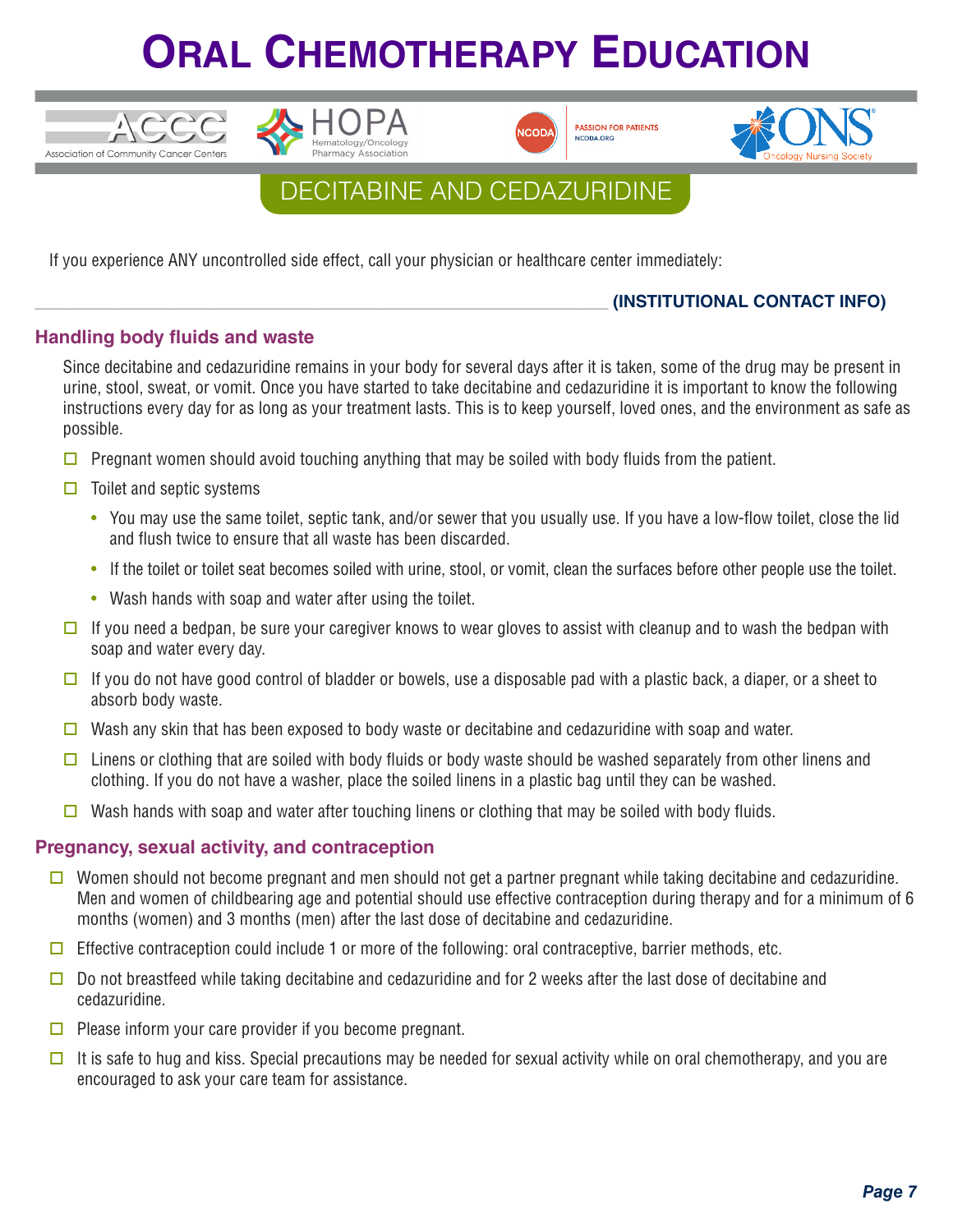# ORAL CHEMOTHERAPY EDUCATION

## DECITABINE AND CEDAZURIDINE

If you experience ANY uncontrolled side effect, call your physician or healthcare center immediately:

_______________________________________________ **(INSTITUTIONAL CONTACT INFO)**

### Handling body fluids and waste

Since decitabine and cedazuridine remains in your body for several days after it is taken, some of the drug may be present in urine, stool, sweat, or vomit. Once you have started to take decitabine and cedazuridine it is important to know the following instructions every day for as long as your treatment lasts. This is to keep yourself, loved ones, and the environment as safe as possible.

- ☐ Pregnant women should avoid touching anything that may be soiled with body fluids from the patient.
- ☐ Toilet and septic systems
  - You may use the same toilet, septic tank, and/or sewer that you usually use. If you have a low-flow toilet, close the lid and flush twice to ensure that all waste has been discarded.
  - If the toilet or toilet seat becomes soiled with urine, stool, or vomit, clean the surfaces before other people use the toilet.
  - Wash hands with soap and water after using the toilet.
- ☐ If you need a bedpan, be sure your caregiver knows to wear gloves to assist with cleanup and to wash the bedpan with soap and water every day.
- ☐ If you do not have good control of bladder or bowels, use a disposable pad with a plastic back, a diaper, or a sheet to absorb body waste.
- ☐ Wash any skin that has been exposed to body waste or decitabine and cedazuridine with soap and water.
- ☐ Linens or clothing that are soiled with body fluids or body waste should be washed separately from other linens and clothing. If you do not have a washer, place the soiled linens in a plastic bag until they can be washed.
- ☐ Wash hands with soap and water after touching linens or clothing that may be soiled with body fluids.

### Pregnancy, sexual activity, and contraception

- ☐ Women should not become pregnant and men should not get a partner pregnant while taking decitabine and cedazuridine. Men and women of childbearing age and potential should use effective contraception during therapy and for a minimum of 6 months (women) and 3 months (men) after the last dose of decitabine and cedazuridine.
- ☐ Effective contraception could include 1 or more of the following: oral contraceptive, barrier methods, etc.
- ☐ Do not breastfeed while taking decitabine and cedazuridine and for 2 weeks after the last dose of decitabine and cedazuridine.
- ☐ Please inform your care provider if you become pregnant.
- ☐ It is safe to hug and kiss. Special precautions may be needed for sexual activity while on oral chemotherapy, and you are encouraged to ask your care team for assistance.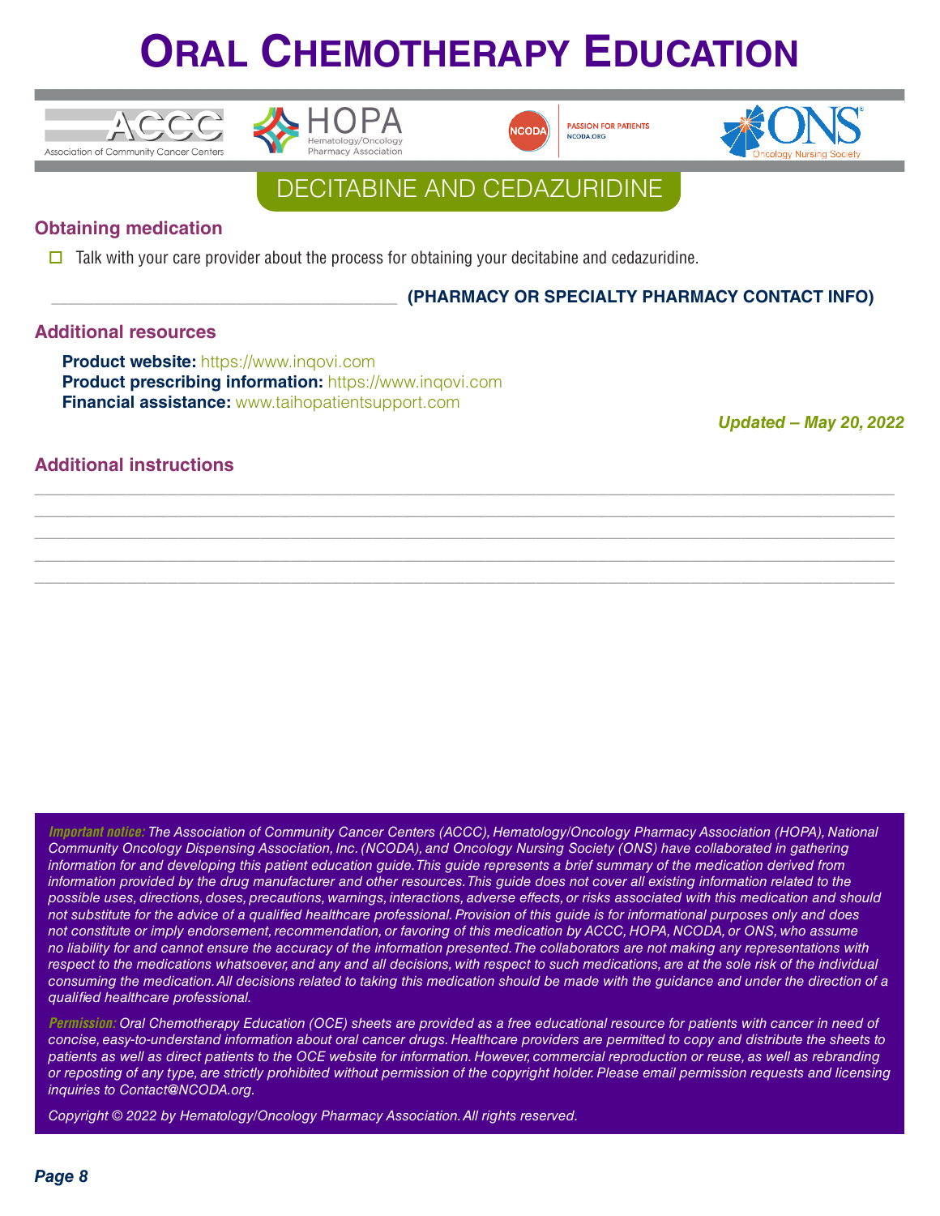# Oral Chemotherapy Education

ACCC Association of Community Cancer Centers | HOPA Hematology/Oncology Pharmacy Association | NCODA PASSION FOR PATIENTS NCODA.ORG | ONS Oncology Nursing Society

## DECITABINE AND CEDAZURIDINE

### Obtaining medication

- ☐ Talk with your care provider about the process for obtaining your decitabine and cedazuridine.

_______________________________________ **(PHARMACY OR SPECIALTY PHARMACY CONTACT INFO)**

### Additional resources

**Product website:** https://www.inqovi.com
**Product prescribing information:** https://www.inqovi.com
**Financial assistance:** www.taihopatientsupport.com

***Updated – May 20, 2022***

### Additional instructions

_______________________________________________________________________________________
_______________________________________________________________________________________
_______________________________________________________________________________________
_______________________________________________________________________________________
_______________________________________________________________________________________

***Important notice:*** *The Association of Community Cancer Centers (ACCC), Hematology/Oncology Pharmacy Association (HOPA), National Community Oncology Dispensing Association, Inc. (NCODA), and Oncology Nursing Society (ONS) have collaborated in gathering information for and developing this patient education guide. This guide represents a brief summary of the medication derived from information provided by the drug manufacturer and other resources. This guide does not cover all existing information related to the possible uses, directions, doses, precautions, warnings, interactions, adverse effects, or risks associated with this medication and should not substitute for the advice of a qualified healthcare professional. Provision of this guide is for informational purposes only and does not constitute or imply endorsement, recommendation, or favoring of this medication by ACCC, HOPA, NCODA, or ONS, who assume no liability for and cannot ensure the accuracy of the information presented. The collaborators are not making any representations with respect to the medications whatsoever, and any and all decisions, with respect to such medications, are at the sole risk of the individual consuming the medication. All decisions related to taking this medication should be made with the guidance and under the direction of a qualified healthcare professional.*

***Permission:*** *Oral Chemotherapy Education (OCE) sheets are provided as a free educational resource for patients with cancer in need of concise, easy-to-understand information about oral cancer drugs. Healthcare providers are permitted to copy and distribute the sheets to patients as well as direct patients to the OCE website for information. However, commercial reproduction or reuse, as well as rebranding or reposting of any type, are strictly prohibited without permission of the copyright holder. Please email permission requests and licensing inquiries to Contact@NCODA.org.*

*Copyright © 2022 by Hematology/Oncology Pharmacy Association. All rights reserved.*